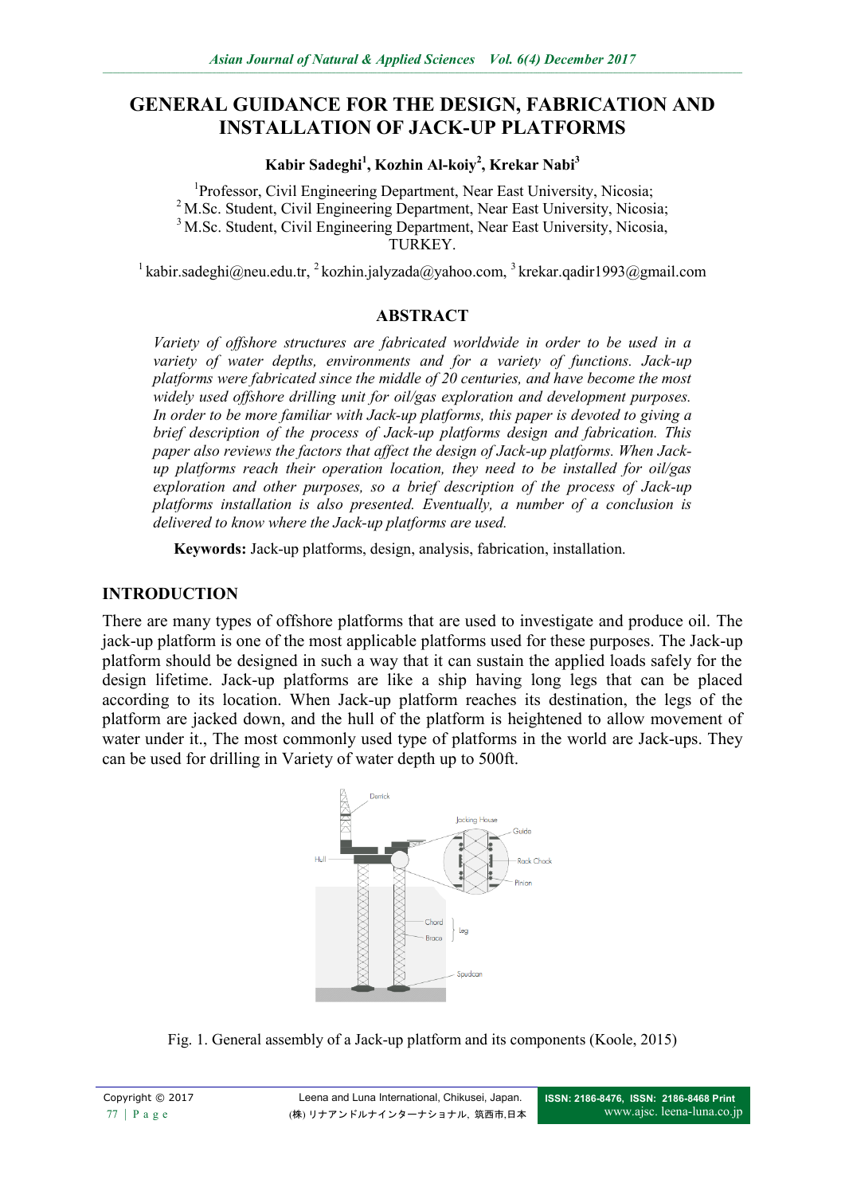# GENERAL GUIDANCE FOR THE DESIGN, FABRICATION AND INSTALLATION OF JACK-UP PLATFORMS

**Kabir Sadeghi[1], Kozhin Al-koiy[2], Krekar Nabi[3]**

[1]Professor, Civil Engineering Department, Near East University, Nicosia;
[2] M.Sc. Student, Civil Engineering Department, Near East University, Nicosia;
[3] M.Sc. Student, Civil Engineering Department, Near East University, Nicosia, TURKEY.

[1] kabir.sadeghi@neu.edu.tr, [2] kozhin.jalyzada@yahoo.com, [3] krekar.qadir1993@gmail.com

## ABSTRACT

*Variety of offshore structures are fabricated worldwide in order to be used in a variety of water depths, environments and for a variety of functions. Jack-up platforms were fabricated since the middle of 20 centuries, and have become the most widely used offshore drilling unit for oil/gas exploration and development purposes. In order to be more familiar with Jack-up platforms, this paper is devoted to giving a brief description of the process of Jack-up platforms design and fabrication. This paper also reviews the factors that affect the design of Jack-up platforms. When Jack-up platforms reach their operation location, they need to be installed for oil/gas exploration and other purposes, so a brief description of the process of Jack-up platforms installation is also presented. Eventually, a number of a conclusion is delivered to know where the Jack-up platforms are used.*

**Keywords:** Jack-up platforms, design, analysis, fabrication, installation.

## INTRODUCTION

There are many types of offshore platforms that are used to investigate and produce oil. The jack-up platform is one of the most applicable platforms used for these purposes. The Jack-up platform should be designed in such a way that it can sustain the applied loads safely for the design lifetime. Jack-up platforms are like a ship having long legs that can be placed according to its location. When Jack-up platform reaches its destination, the legs of the platform are jacked down, and the hull of the platform is heightened to allow movement of water under it., The most commonly used type of platforms in the world are Jack-ups. They can be used for drilling in Variety of water depth up to 500ft.

Fig. 1. General assembly of a Jack-up platform and its components (Koole, 2015)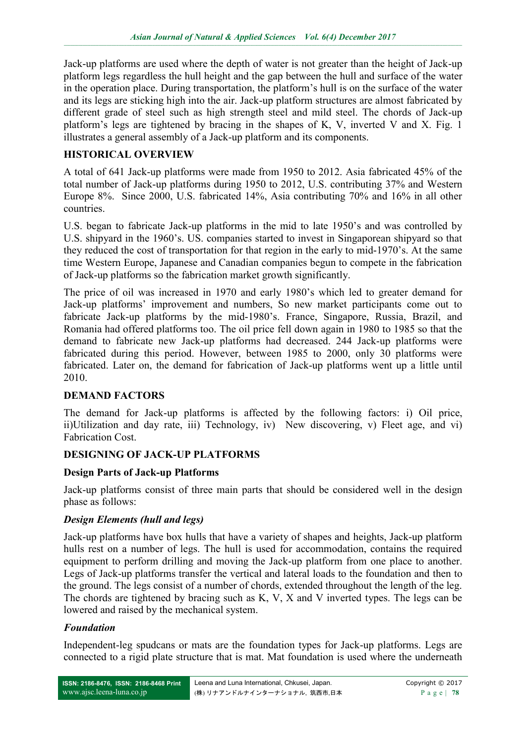Jack-up platforms are used where the depth of water is not greater than the height of Jack-up platform legs regardless the hull height and the gap between the hull and surface of the water in the operation place. During transportation, the platform's hull is on the surface of the water and its legs are sticking high into the air. Jack-up platform structures are almost fabricated by different grade of steel such as high strength steel and mild steel. The chords of Jack-up platform's legs are tightened by bracing in the shapes of K, V, inverted V and X. Fig. 1 illustrates a general assembly of a Jack-up platform and its components.

## HISTORICAL OVERVIEW

A total of 641 Jack-up platforms were made from 1950 to 2012. Asia fabricated 45% of the total number of Jack-up platforms during 1950 to 2012, U.S. contributing 37% and Western Europe 8%. Since 2000, U.S. fabricated 14%, Asia contributing 70% and 16% in all other countries.

U.S. began to fabricate Jack-up platforms in the mid to late 1950's and was controlled by U.S. shipyard in the 1960's. US companies started to invest in Singaporean shipyard so that they reduced the cost of transportation for that region in the early to mid-1970's. At the same time Western Europe, Japanese and Canadian companies begun to compete in the fabrication of Jack-up platforms so the fabrication market growth significantly.

The price of oil was increased in 1970 and early 1980's which led to greater demand for Jack-up platforms' improvement and numbers, So new market participants come out to fabricate Jack-up platforms by the mid-1980's. France, Singapore, Russia, Brazil, and Romania had offered platforms too. The oil price fell down again in 1980 to 1985 so that the demand to fabricate new Jack-up platforms had decreased. 244 Jack-up platforms were fabricated during this period. However, between 1985 to 2000, only 30 platforms were fabricated. Later on, the demand for fabrication of Jack-up platforms went up a little until 2010.

## DEMAND FACTORS

The demand for Jack-up platforms is affected by the following factors: i) Oil price, ii)Utilization and day rate, iii) Technology, iv) New discovering, v) Fleet age, and vi) Fabrication Cost.

## DESIGNING OF JACK-UP PLATFORMS

### Design Parts of Jack-up Platforms

Jack-up platforms consist of three main parts that should be considered well in the design phase as follows:

#### *Design Elements (hull and legs)*

Jack-up platforms have box hulls that have a variety of shapes and heights, Jack-up platform hulls rest on a number of legs. The hull is used for accommodation, contains the required equipment to perform drilling and moving the Jack-up platform from one place to another. Legs of Jack-up platforms transfer the vertical and lateral loads to the foundation and then to the ground. The legs consist of a number of chords, extended throughout the length of the leg. The chords are tightened by bracing such as K, V, X and V inverted types. The legs can be lowered and raised by the mechanical system.

#### *Foundation*

Independent-leg spudcans or mats are the foundation types for Jack-up platforms. Legs are connected to a rigid plate structure that is mat. Mat foundation is used where the underneath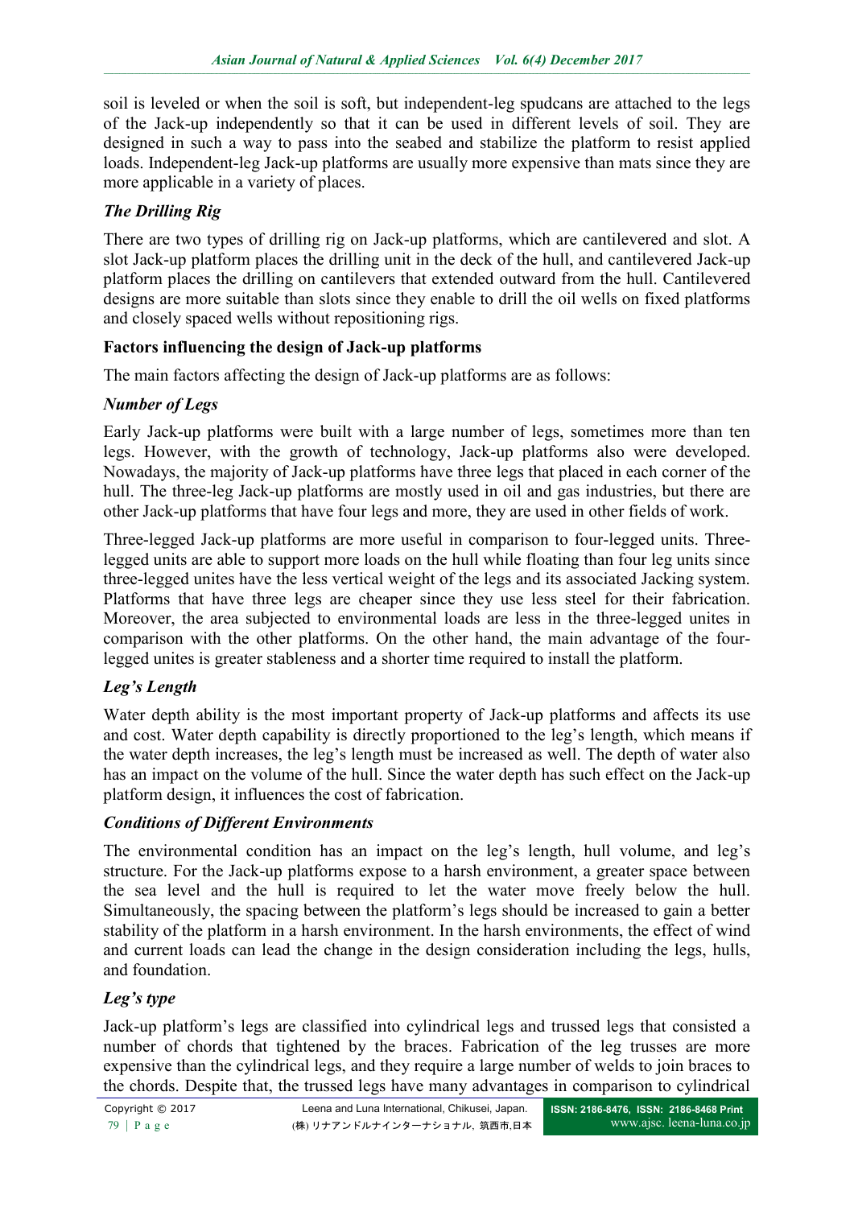soil is leveled or when the soil is soft, but independent-leg spudcans are attached to the legs of the Jack-up independently so that it can be used in different levels of soil. They are designed in such a way to pass into the seabed and stabilize the platform to resist applied loads. Independent-leg Jack-up platforms are usually more expensive than mats since they are more applicable in a variety of places.

### *The Drilling Rig*

There are two types of drilling rig on Jack-up platforms, which are cantilevered and slot. A slot Jack-up platform places the drilling unit in the deck of the hull, and cantilevered Jack-up platform places the drilling on cantilevers that extended outward from the hull. Cantilevered designs are more suitable than slots since they enable to drill the oil wells on fixed platforms and closely spaced wells without repositioning rigs.

## **Factors influencing the design of Jack-up platforms**

The main factors affecting the design of Jack-up platforms are as follows:

### *Number of Legs*

Early Jack-up platforms were built with a large number of legs, sometimes more than ten legs. However, with the growth of technology, Jack-up platforms also were developed. Nowadays, the majority of Jack-up platforms have three legs that placed in each corner of the hull. The three-leg Jack-up platforms are mostly used in oil and gas industries, but there are other Jack-up platforms that have four legs and more, they are used in other fields of work.

Three-legged Jack-up platforms are more useful in comparison to four-legged units. Three-legged units are able to support more loads on the hull while floating than four leg units since three-legged unites have the less vertical weight of the legs and its associated Jacking system. Platforms that have three legs are cheaper since they use less steel for their fabrication. Moreover, the area subjected to environmental loads are less in the three-legged unites in comparison with the other platforms. On the other hand, the main advantage of the four-legged unites is greater stableness and a shorter time required to install the platform.

### *Leg's Length*

Water depth ability is the most important property of Jack-up platforms and affects its use and cost. Water depth capability is directly proportioned to the leg's length, which means if the water depth increases, the leg's length must be increased as well. The depth of water also has an impact on the volume of the hull. Since the water depth has such effect on the Jack-up platform design, it influences the cost of fabrication.

### *Conditions of Different Environments*

The environmental condition has an impact on the leg's length, hull volume, and leg's structure. For the Jack-up platforms expose to a harsh environment, a greater space between the sea level and the hull is required to let the water move freely below the hull. Simultaneously, the spacing between the platform's legs should be increased to gain a better stability of the platform in a harsh environment. In the harsh environments, the effect of wind and current loads can lead the change in the design consideration including the legs, hulls, and foundation.

### *Leg's type*

Jack-up platform's legs are classified into cylindrical legs and trussed legs that consisted a number of chords that tightened by the braces. Fabrication of the leg trusses are more expensive than the cylindrical legs, and they require a large number of welds to join braces to the chords. Despite that, the trussed legs have many advantages in comparison to cylindrical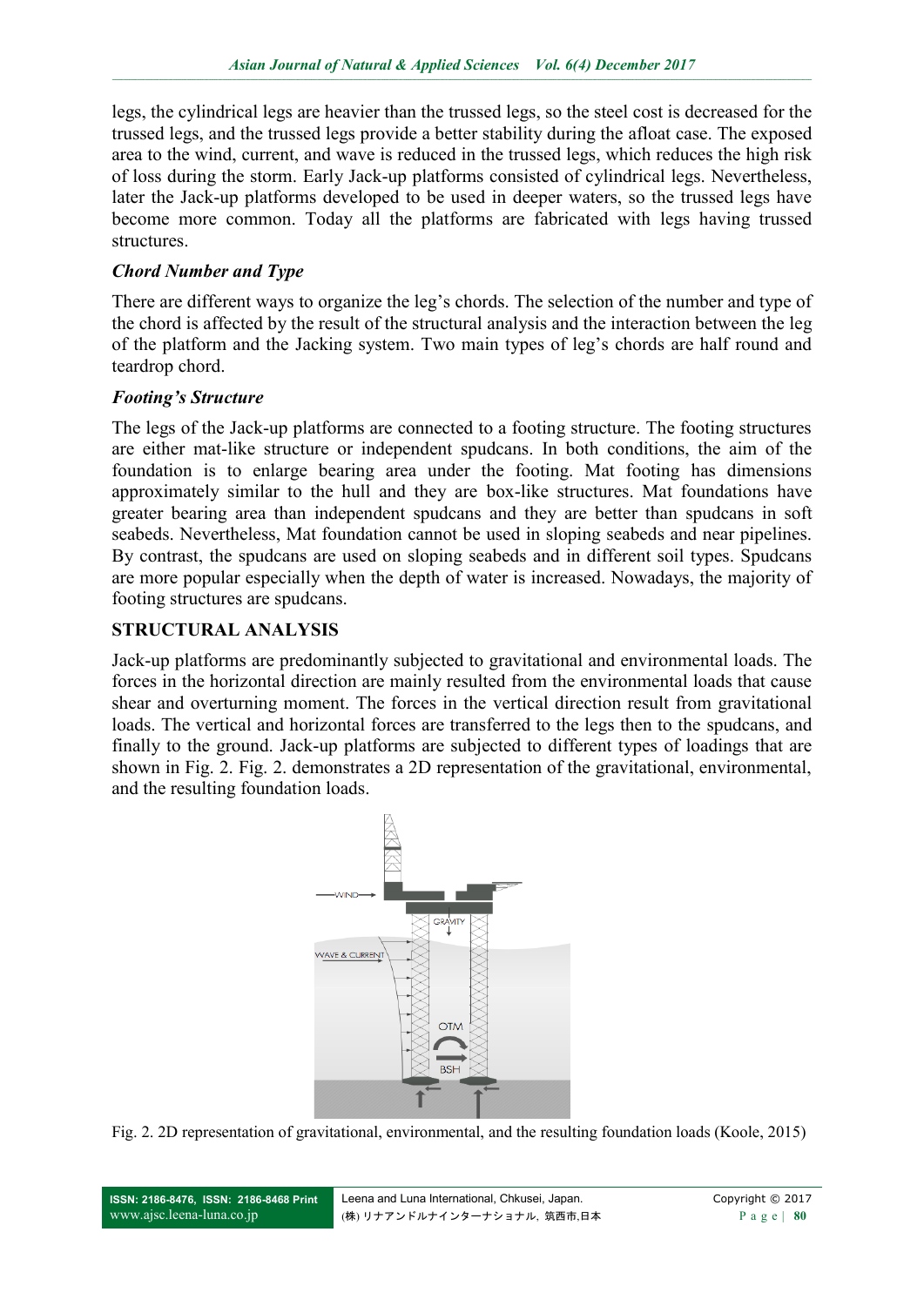legs, the cylindrical legs are heavier than the trussed legs, so the steel cost is decreased for the trussed legs, and the trussed legs provide a better stability during the afloat case. The exposed area to the wind, current, and wave is reduced in the trussed legs, which reduces the high risk of loss during the storm. Early Jack-up platforms consisted of cylindrical legs. Nevertheless, later the Jack-up platforms developed to be used in deeper waters, so the trussed legs have become more common. Today all the platforms are fabricated with legs having trussed structures.

### *Chord Number and Type*

There are different ways to organize the leg's chords. The selection of the number and type of the chord is affected by the result of the structural analysis and the interaction between the leg of the platform and the Jacking system. Two main types of leg's chords are half round and teardrop chord.

### *Footing's Structure*

The legs of the Jack-up platforms are connected to a footing structure. The footing structures are either mat-like structure or independent spudcans. In both conditions, the aim of the foundation is to enlarge bearing area under the footing. Mat footing has dimensions approximately similar to the hull and they are box-like structures. Mat foundations have greater bearing area than independent spudcans and they are better than spudcans in soft seabeds. Nevertheless, Mat foundation cannot be used in sloping seabeds and near pipelines. By contrast, the spudcans are used on sloping seabeds and in different soil types. Spudcans are more popular especially when the depth of water is increased. Nowadays, the majority of footing structures are spudcans.

## STRUCTURAL ANALYSIS

Jack-up platforms are predominantly subjected to gravitational and environmental loads. The forces in the horizontal direction are mainly resulted from the environmental loads that cause shear and overturning moment. The forces in the vertical direction result from gravitational loads. The vertical and horizontal forces are transferred to the legs then to the spudcans, and finally to the ground. Jack-up platforms are subjected to different types of loadings that are shown in Fig. 2. Fig. 2. demonstrates a 2D representation of the gravitational, environmental, and the resulting foundation loads.

Fig. 2. 2D representation of gravitational, environmental, and the resulting foundation loads (Koole, 2015)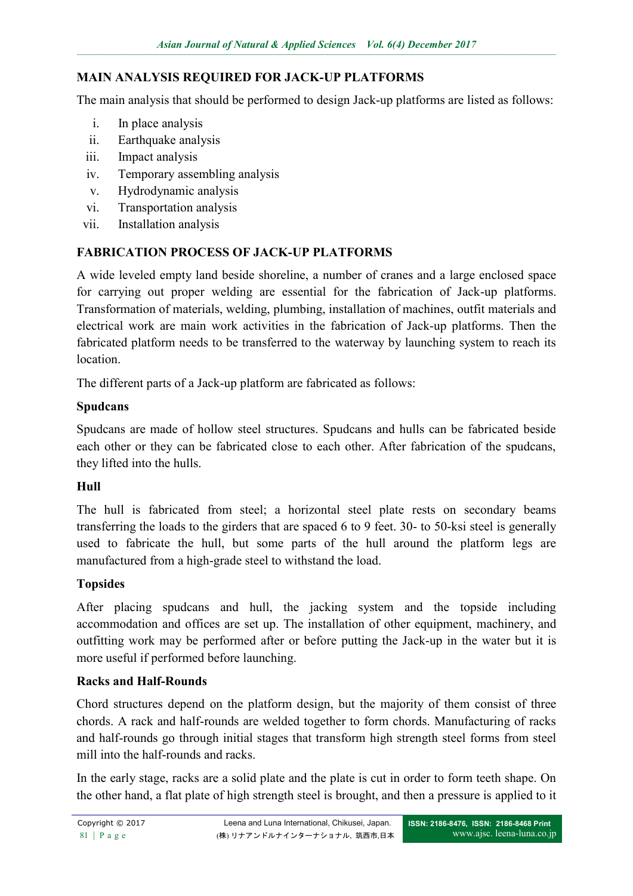## MAIN ANALYSIS REQUIRED FOR JACK-UP PLATFORMS

The main analysis that should be performed to design Jack-up platforms are listed as follows:

i. In place analysis
ii. Earthquake analysis
iii. Impact analysis
iv. Temporary assembling analysis
v. Hydrodynamic analysis
vi. Transportation analysis
vii. Installation analysis

## FABRICATION PROCESS OF JACK-UP PLATFORMS

A wide leveled empty land beside shoreline, a number of cranes and a large enclosed space for carrying out proper welding are essential for the fabrication of Jack-up platforms. Transformation of materials, welding, plumbing, installation of machines, outfit materials and electrical work are main work activities in the fabrication of Jack-up platforms. Then the fabricated platform needs to be transferred to the waterway by launching system to reach its location.

The different parts of a Jack-up platform are fabricated as follows:

### Spudcans

Spudcans are made of hollow steel structures. Spudcans and hulls can be fabricated beside each other or they can be fabricated close to each other. After fabrication of the spudcans, they lifted into the hulls.

### Hull

The hull is fabricated from steel; a horizontal steel plate rests on secondary beams transferring the loads to the girders that are spaced 6 to 9 feet. 30- to 50-ksi steel is generally used to fabricate the hull, but some parts of the hull around the platform legs are manufactured from a high-grade steel to withstand the load.

### Topsides

After placing spudcans and hull, the jacking system and the topside including accommodation and offices are set up. The installation of other equipment, machinery, and outfitting work may be performed after or before putting the Jack-up in the water but it is more useful if performed before launching.

### Racks and Half-Rounds

Chord structures depend on the platform design, but the majority of them consist of three chords. A rack and half-rounds are welded together to form chords. Manufacturing of racks and half-rounds go through initial stages that transform high strength steel forms from steel mill into the half-rounds and racks.

In the early stage, racks are a solid plate and the plate is cut in order to form teeth shape. On the other hand, a flat plate of high strength steel is brought, and then a pressure is applied to it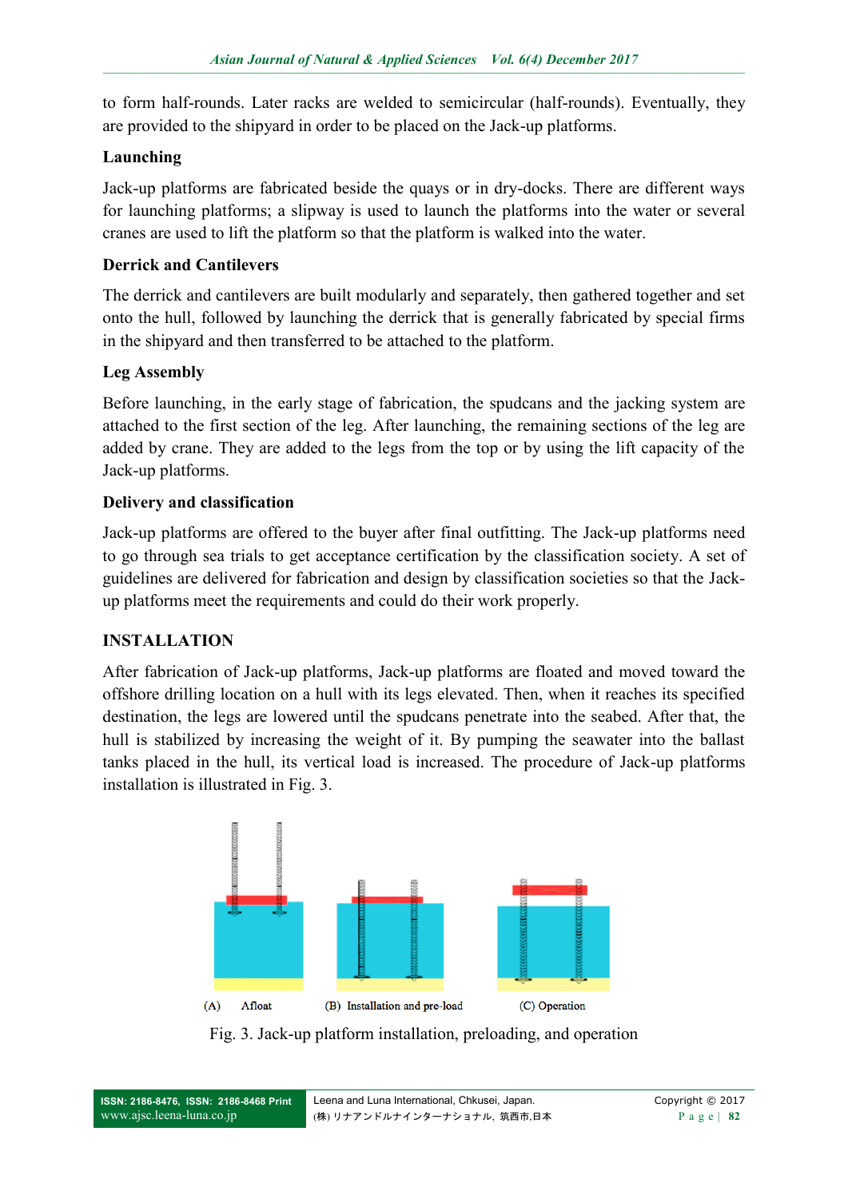to form half-rounds. Later racks are welded to semicircular (half-rounds). Eventually, they are provided to the shipyard in order to be placed on the Jack-up platforms.

**Launching**

Jack-up platforms are fabricated beside the quays or in dry-docks. There are different ways for launching platforms; a slipway is used to launch the platforms into the water or several cranes are used to lift the platform so that the platform is walked into the water.

**Derrick and Cantilevers**

The derrick and cantilevers are built modularly and separately, then gathered together and set onto the hull, followed by launching the derrick that is generally fabricated by special firms in the shipyard and then transferred to be attached to the platform.

**Leg Assembly**

Before launching, in the early stage of fabrication, the spudcans and the jacking system are attached to the first section of the leg. After launching, the remaining sections of the leg are added by crane. They are added to the legs from the top or by using the lift capacity of the Jack-up platforms.

**Delivery and classification**

Jack-up platforms are offered to the buyer after final outfitting. The Jack-up platforms need to go through sea trials to get acceptance certification by the classification society. A set of guidelines are delivered for fabrication and design by classification societies so that the Jack-up platforms meet the requirements and could do their work properly.

## INSTALLATION

After fabrication of Jack-up platforms, Jack-up platforms are floated and moved toward the offshore drilling location on a hull with its legs elevated. Then, when it reaches its specified destination, the legs are lowered until the spudcans penetrate into the seabed. After that, the hull is stabilized by increasing the weight of it. By pumping the seawater into the ballast tanks placed in the hull, its vertical load is increased. The procedure of Jack-up platforms installation is illustrated in Fig. 3.

(A) Afloat (B) Installation and pre-load (C) Operation

Fig. 3. Jack-up platform installation, preloading, and operation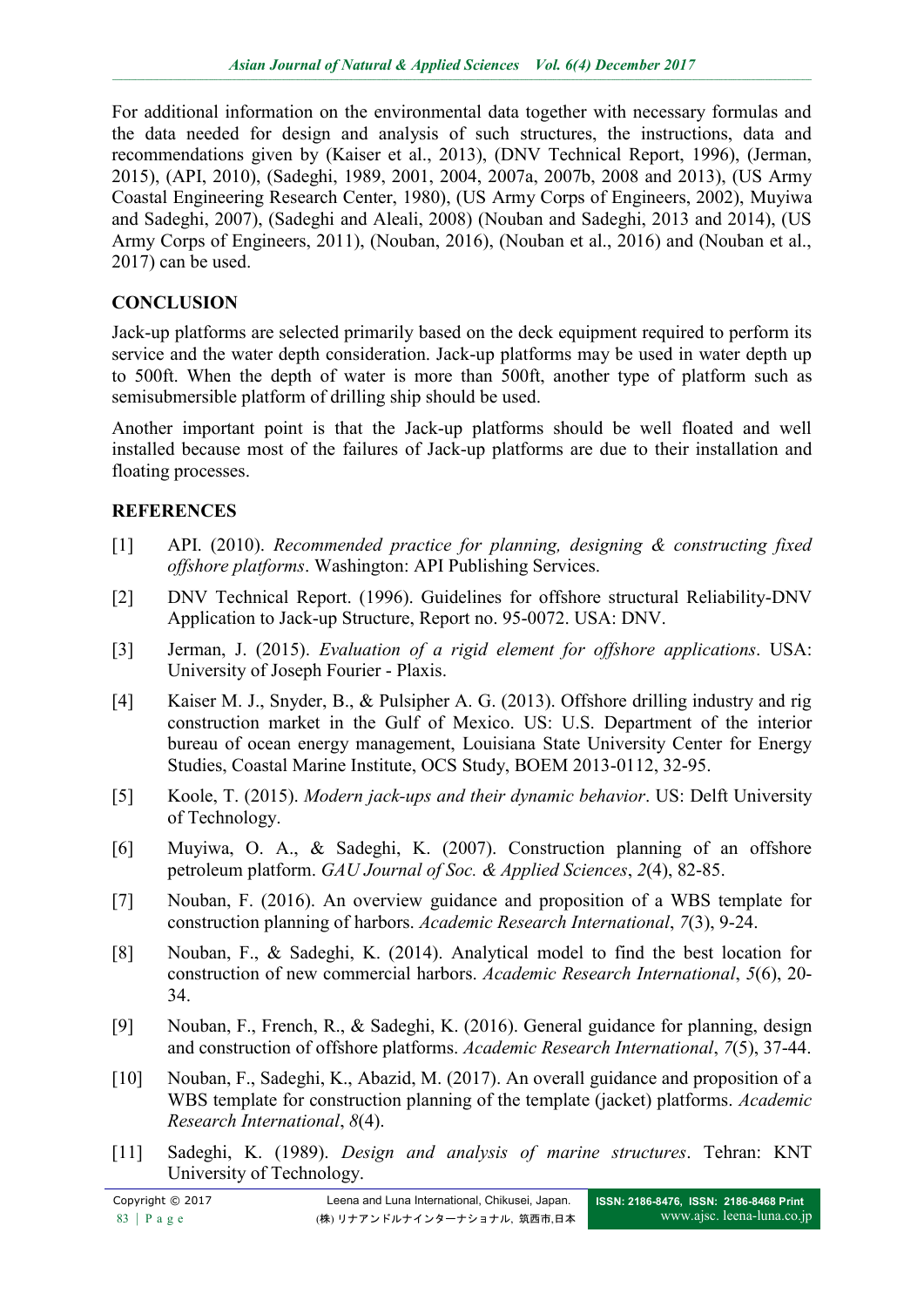For additional information on the environmental data together with necessary formulas and the data needed for design and analysis of such structures, the instructions, data and recommendations given by (Kaiser et al., 2013), (DNV Technical Report, 1996), (Jerman, 2015), (API, 2010), (Sadeghi, 1989, 2001, 2004, 2007a, 2007b, 2008 and 2013), (US Army Coastal Engineering Research Center, 1980), (US Army Corps of Engineers, 2002), Muyiwa and Sadeghi, 2007), (Sadeghi and Aleali, 2008) (Nouban and Sadeghi, 2013 and 2014), (US Army Corps of Engineers, 2011), (Nouban, 2016), (Nouban et al., 2016) and (Nouban et al., 2017) can be used.

## CONCLUSION

Jack-up platforms are selected primarily based on the deck equipment required to perform its service and the water depth consideration. Jack-up platforms may be used in water depth up to 500ft. When the depth of water is more than 500ft, another type of platform such as semisubmersible platform of drilling ship should be used.

Another important point is that the Jack-up platforms should be well floated and well installed because most of the failures of Jack-up platforms are due to their installation and floating processes.

## REFERENCES

[1] API. (2010). *Recommended practice for planning, designing & constructing fixed offshore platforms*. Washington: API Publishing Services.

[2] DNV Technical Report. (1996). Guidelines for offshore structural Reliability-DNV Application to Jack-up Structure, Report no. 95-0072. USA: DNV.

[3] Jerman, J. (2015). *Evaluation of a rigid element for offshore applications*. USA: University of Joseph Fourier - Plaxis.

[4] Kaiser M. J., Snyder, B., & Pulsipher A. G. (2013). Offshore drilling industry and rig construction market in the Gulf of Mexico. US: U.S. Department of the interior bureau of ocean energy management, Louisiana State University Center for Energy Studies, Coastal Marine Institute, OCS Study, BOEM 2013-0112, 32-95.

[5] Koole, T. (2015). *Modern jack-ups and their dynamic behavior*. US: Delft University of Technology.

[6] Muyiwa, O. A., & Sadeghi, K. (2007). Construction planning of an offshore petroleum platform. *GAU Journal of Soc. & Applied Sciences*, *2*(4), 82-85.

[7] Nouban, F. (2016). An overview guidance and proposition of a WBS template for construction planning of harbors. *Academic Research International*, *7*(3), 9-24.

[8] Nouban, F., & Sadeghi, K. (2014). Analytical model to find the best location for construction of new commercial harbors. *Academic Research International*, *5*(6), 20-34.

[9] Nouban, F., French, R., & Sadeghi, K. (2016). General guidance for planning, design and construction of offshore platforms. *Academic Research International*, *7*(5), 37-44.

[10] Nouban, F., Sadeghi, K., Abazid, M. (2017). An overall guidance and proposition of a WBS template for construction planning of the template (jacket) platforms. *Academic Research International*, *8*(4).

[11] Sadeghi, K. (1989). *Design and analysis of marine structures*. Tehran: KNT University of Technology.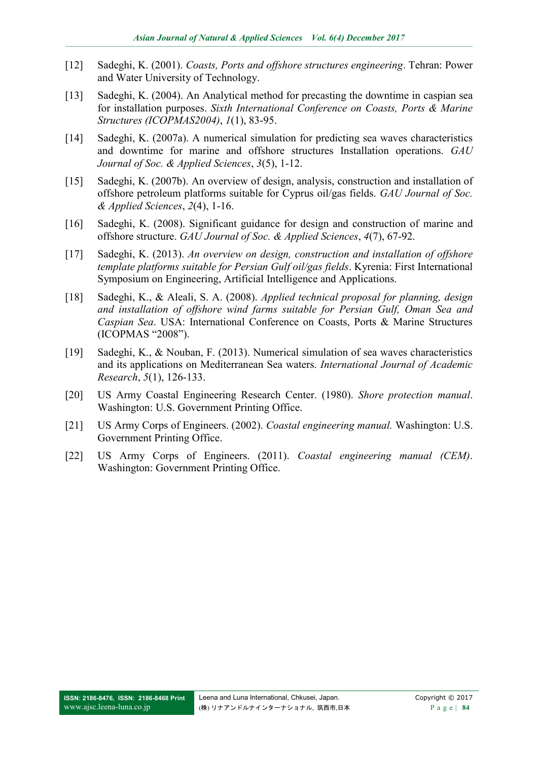[12] Sadeghi, K. (2001). *Coasts, Ports and offshore structures engineering*. Tehran: Power and Water University of Technology.

[13] Sadeghi, K. (2004). An Analytical method for precasting the downtime in caspian sea for installation purposes. *Sixth International Conference on Coasts, Ports & Marine Structures (ICOPMAS2004)*, *1*(1), 83-95.

[14] Sadeghi, K. (2007a). A numerical simulation for predicting sea waves characteristics and downtime for marine and offshore structures Installation operations. *GAU Journal of Soc. & Applied Sciences*, *3*(5), 1-12.

[15] Sadeghi, K. (2007b). An overview of design, analysis, construction and installation of offshore petroleum platforms suitable for Cyprus oil/gas fields. *GAU Journal of Soc. & Applied Sciences*, *2*(4), 1-16.

[16] Sadeghi, K. (2008). Significant guidance for design and construction of marine and offshore structure. *GAU Journal of Soc. & Applied Sciences*, *4*(7), 67-92.

[17] Sadeghi, K. (2013). *An overview on design, construction and installation of offshore template platforms suitable for Persian Gulf oil/gas fields*. Kyrenia: First International Symposium on Engineering, Artificial Intelligence and Applications.

[18] Sadeghi, K., & Aleali, S. A. (2008). *Applied technical proposal for planning, design and installation of offshore wind farms suitable for Persian Gulf, Oman Sea and Caspian Sea*. USA: International Conference on Coasts, Ports & Marine Structures (ICOPMAS "2008").

[19] Sadeghi, K., & Nouban, F. (2013). Numerical simulation of sea waves characteristics and its applications on Mediterranean Sea waters. *International Journal of Academic Research*, *5*(1), 126-133.

[20] US Army Coastal Engineering Research Center. (1980). *Shore protection manual*. Washington: U.S. Government Printing Office.

[21] US Army Corps of Engineers. (2002). *Coastal engineering manual.* Washington: U.S. Government Printing Office.

[22] US Army Corps of Engineers. (2011). *Coastal engineering manual (CEM)*. Washington: Government Printing Office.